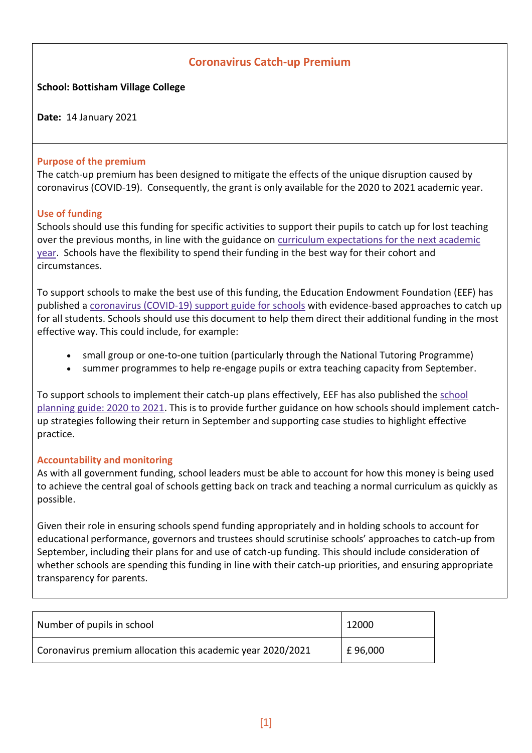## Coronavirus Catch-up Premium

**School: Bottisham Village College**

**Date:** 14 January 2021

### Purpose of the premium

The catch-up premium has been designed to mitigate the effects of the unique disruption caused by coronavirus (COVID-19). Consequently, the grant is only available for the 2020 to 2021 academic year.

### Use of funding

Schools should use this funding for specific activities to support their pupils to catch up for lost teaching over the previous months, in line with the guidance on curriculum expectations for the next academic year. Schools have the flexibility to spend their funding in the best way for their cohort and circumstances.

To support schools to make the best use of this funding, the Education Endowment Foundation (EEF) has published a coronavirus (COVID-19) support guide for schools with evidence-based approaches to catch up for all students. Schools should use this document to help them direct their additional funding in the most effective way. This could include, for example:

- small group or one-to-one tuition (particularly through the National Tutoring Programme)
- summer programmes to help re-engage pupils or extra teaching capacity from September.

To support schools to implement their catch-up plans effectively, EEF has also published the school planning guide: 2020 to 2021. This is to provide further guidance on how schools should implement catch-up strategies following their return in September and supporting case studies to highlight effective practice.

### Accountability and monitoring

As with all government funding, school leaders must be able to account for how this money is being used to achieve the central goal of schools getting back on track and teaching a normal curriculum as quickly as possible.

Given their role in ensuring schools spend funding appropriately and in holding schools to account for educational performance, governors and trustees should scrutinise schools' approaches to catch-up from September, including their plans for and use of catch-up funding. This should include consideration of whether schools are spending this funding in line with their catch-up priorities, and ensuring appropriate transparency for parents.

| Number of pupils in school | 12000 |
|---|---|
| Coronavirus premium allocation this academic year 2020/2021 | £ 96,000 |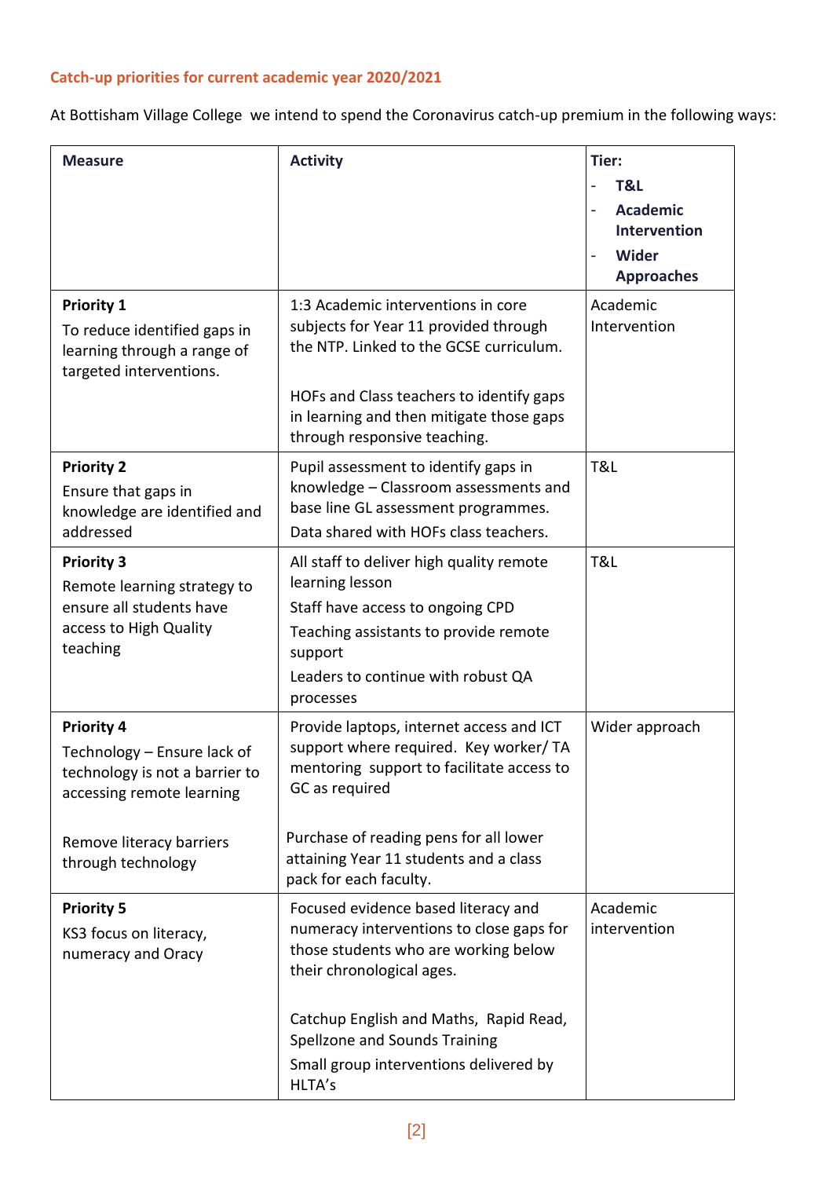### Catch-up priorities for current academic year 2020/2021

At Bottisham Village College we intend to spend the Coronavirus catch-up premium in the following ways:

| Measure | Activity | Tier:<br>- **T&L**<br>- **Academic Intervention**<br>- **Wider Approaches** |
|---|---|---|
| **Priority 1**<br>To reduce identified gaps in learning through a range of targeted interventions. | 1:3 Academic interventions in core subjects for Year 11 provided through the NTP. Linked to the GCSE curriculum.<br><br>HOFs and Class teachers to identify gaps in learning and then mitigate those gaps through responsive teaching. | Academic Intervention |
| **Priority 2**<br>Ensure that gaps in knowledge are identified and addressed | Pupil assessment to identify gaps in knowledge – Classroom assessments and base line GL assessment programmes.<br>Data shared with HOFs class teachers. | T&L |
| **Priority 3**<br>Remote learning strategy to ensure all students have access to High Quality teaching | All staff to deliver high quality remote learning lesson<br>Staff have access to ongoing CPD<br>Teaching assistants to provide remote support<br>Leaders to continue with robust QA processes | T&L |
| **Priority 4**<br>Technology – Ensure lack of technology is not a barrier to accessing remote learning<br><br>Remove literacy barriers through technology | Provide laptops, internet access and ICT support where required. Key worker/ TA mentoring support to facilitate access to GC as required<br><br>Purchase of reading pens for all lower attaining Year 11 students and a class pack for each faculty. | Wider approach |
| **Priority 5**<br>KS3 focus on literacy, numeracy and Oracy | Focused evidence based literacy and numeracy interventions to close gaps for those students who are working below their chronological ages.<br><br>Catchup English and Maths, Rapid Read, Spellzone and Sounds Training<br>Small group interventions delivered by HLTA's | Academic intervention |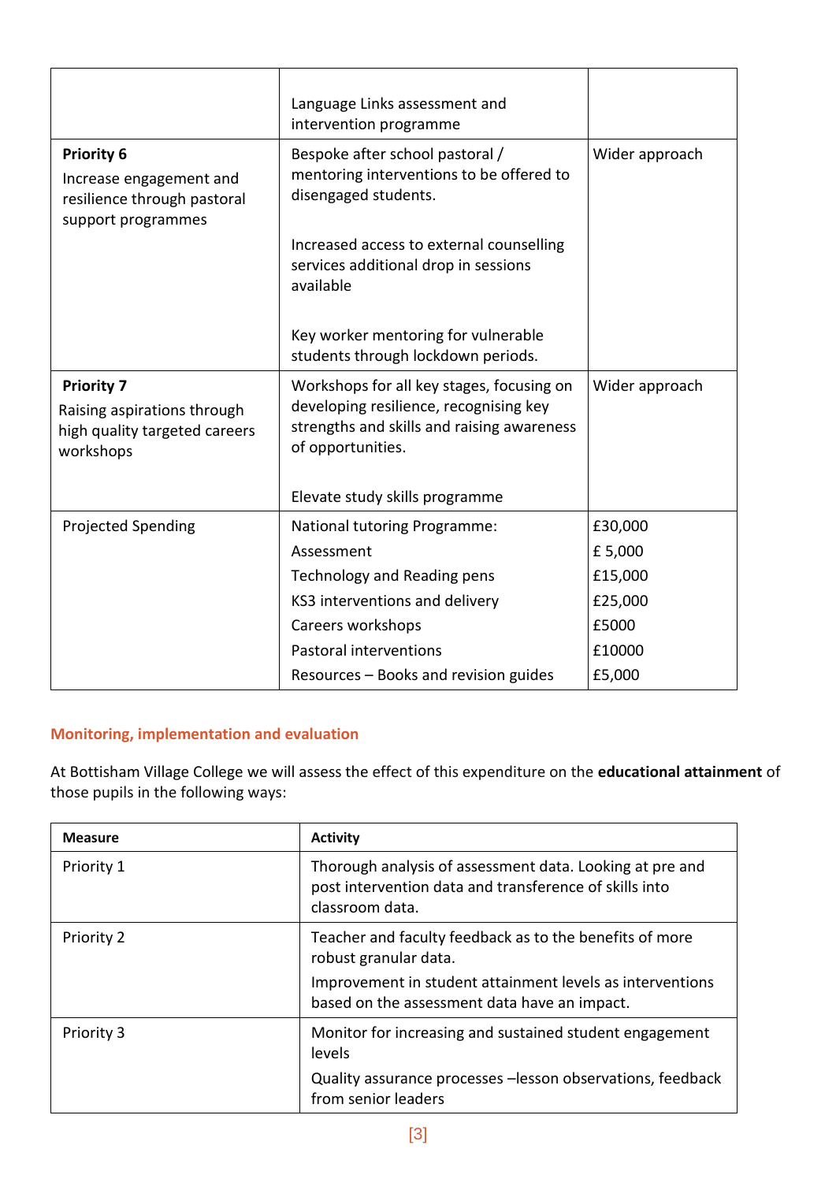| | | |
|---|---|---|
| | Language Links assessment and intervention programme | |
| **Priority 6**<br>Increase engagement and resilience through pastoral support programmes | Bespoke after school pastoral / mentoring interventions to be offered to disengaged students.<br><br>Increased access to external counselling services additional drop in sessions available<br><br>Key worker mentoring for vulnerable students through lockdown periods. | Wider approach |
| **Priority 7**<br>Raising aspirations through high quality targeted careers workshops | Workshops for all key stages, focusing on developing resilience, recognising key strengths and skills and raising awareness of opportunities.<br><br>Elevate study skills programme | Wider approach |
| Projected Spending | National tutoring Programme:<br>Assessment<br>Technology and Reading pens<br>KS3 interventions and delivery<br>Careers workshops<br>Pastoral interventions<br>Resources – Books and revision guides | £30,000<br>£ 5,000<br>£15,000<br>£25,000<br>£5000<br>£10000<br>£5,000 |

## Monitoring, implementation and evaluation

At Bottisham Village College we will assess the effect of this expenditure on the **educational attainment** of those pupils in the following ways:

| Measure | Activity |
|---|---|
| Priority 1 | Thorough analysis of assessment data. Looking at pre and post intervention data and transference of skills into classroom data. |
| Priority 2 | Teacher and faculty feedback as to the benefits of more robust granular data.<br>Improvement in student attainment levels as interventions based on the assessment data have an impact. |
| Priority 3 | Monitor for increasing and sustained student engagement levels<br>Quality assurance processes –lesson observations, feedback from senior leaders |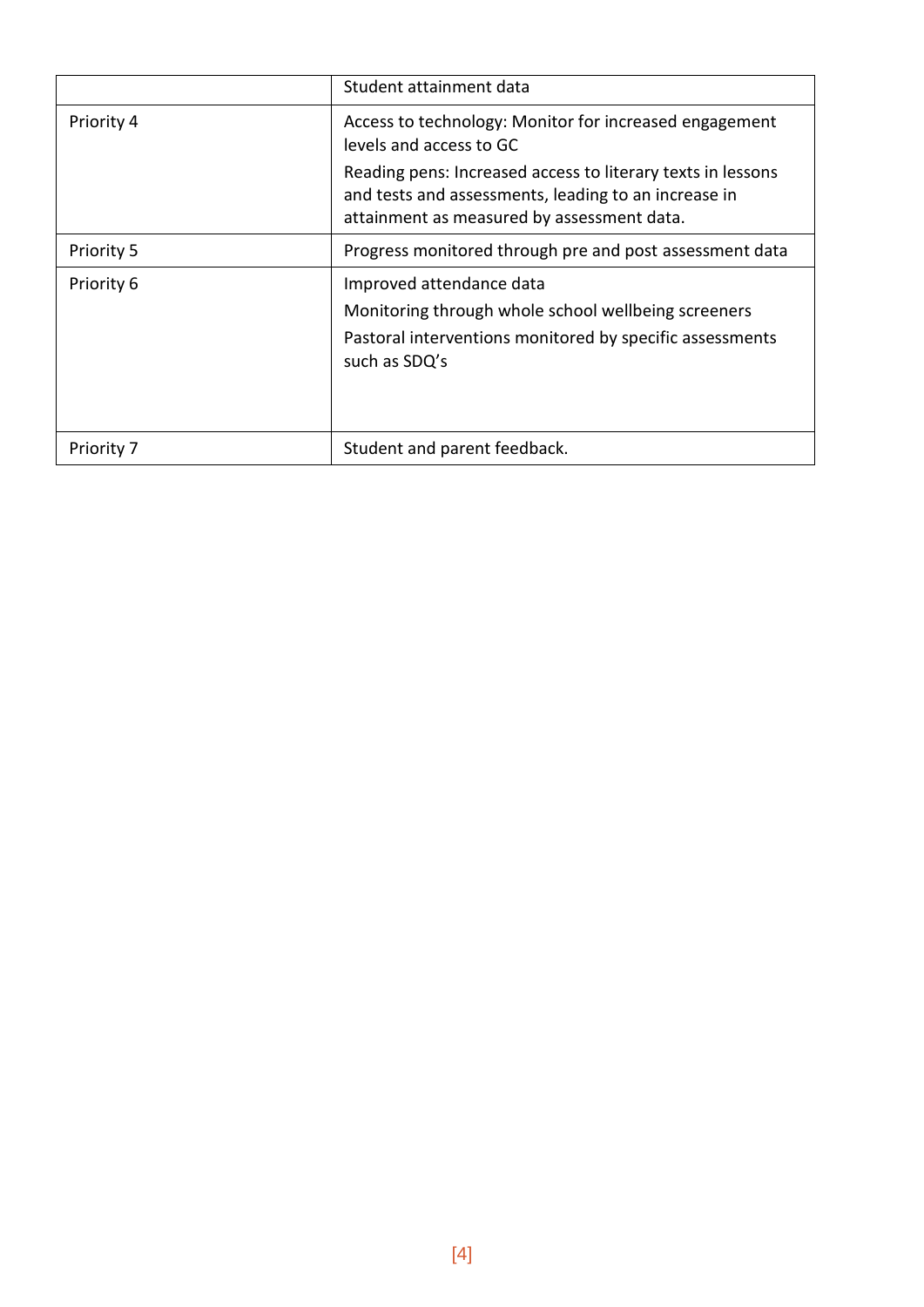| | |
|---|---|
| | Student attainment data |
| Priority 4 | Access to technology: Monitor for increased engagement levels and access to GC<br>Reading pens: Increased access to literary texts in lessons and tests and assessments, leading to an increase in attainment as measured by assessment data. |
| Priority 5 | Progress monitored through pre and post assessment data |
| Priority 6 | Improved attendance data<br>Monitoring through whole school wellbeing screeners<br>Pastoral interventions monitored by specific assessments such as SDQ's |
| Priority 7 | Student and parent feedback. |